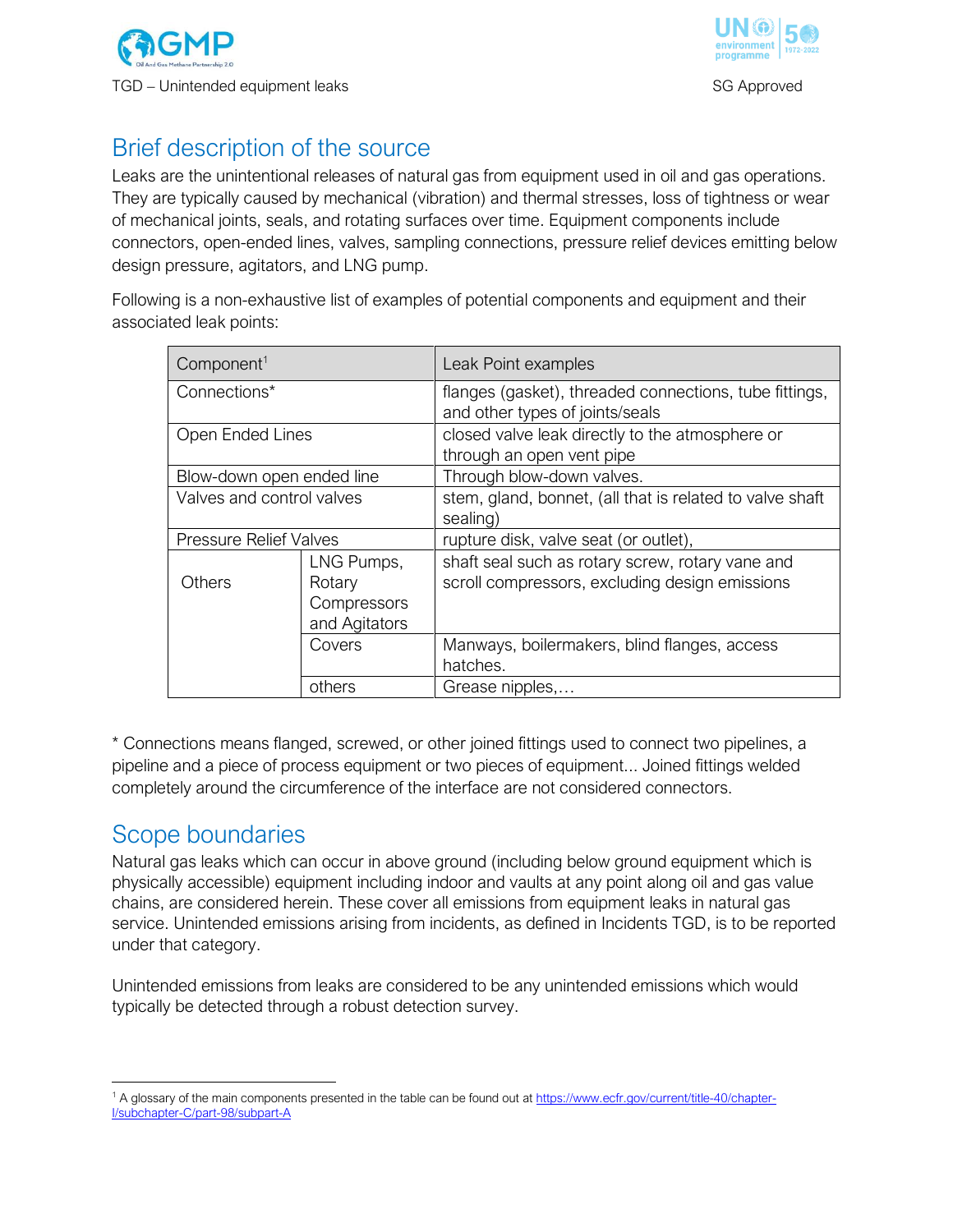## Brief description of the source

Leaks are the unintentional releases of natural gas from equipment used in oil and gas operations. They are typically caused by mechanical (vibration) and thermal stresses, loss of tightness or wear of mechanical joints, seals, and rotating surfaces over time. Equipment components include connectors, open-ended lines, valves, sampling connections, pressure relief devices emitting below design pressure, agitators, and LNG pump.

Following is a non-exhaustive list of examples of potential components and equipment and their associated leak points:

| Component[1] | | Leak Point examples |
|---|---|---|
| Connections* | | flanges (gasket), threaded connections, tube fittings, and other types of joints/seals |
| Open Ended Lines | | closed valve leak directly to the atmosphere or through an open vent pipe |
| Blow-down open ended line | | Through blow-down valves. |
| Valves and control valves | | stem, gland, bonnet, (all that is related to valve shaft sealing) |
| Pressure Relief Valves | | rupture disk, valve seat (or outlet), |
| Others | LNG Pumps, Rotary Compressors and Agitators | shaft seal such as rotary screw, rotary vane and scroll compressors, excluding design emissions |
| | Covers | Manways, boilermakers, blind flanges, access hatches. |
| | others | Grease nipples,… |

\* Connections means flanged, screwed, or other joined fittings used to connect two pipelines, a pipeline and a piece of process equipment or two pieces of equipment... Joined fittings welded completely around the circumference of the interface are not considered connectors.

## Scope boundaries

Natural gas leaks which can occur in above ground (including below ground equipment which is physically accessible) equipment including indoor and vaults at any point along oil and gas value chains, are considered herein. These cover all emissions from equipment leaks in natural gas service. Unintended emissions arising from incidents, as defined in Incidents TGD, is to be reported under that category.

Unintended emissions from leaks are considered to be any unintended emissions which would typically be detected through a robust detection survey.

[1] A glossary of the main components presented in the table can be found out at https://www.ecfr.gov/current/title-40/chapter-I/subchapter-C/part-98/subpart-A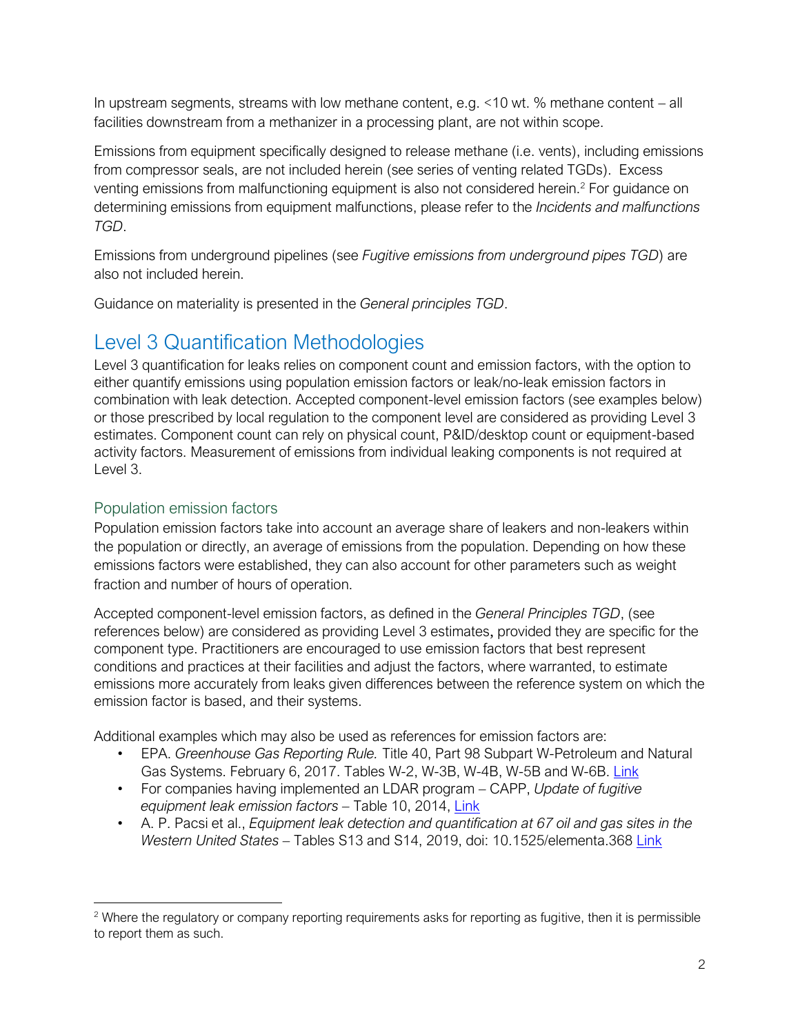In upstream segments, streams with low methane content, e.g. <10 wt. % methane content – all facilities downstream from a methanizer in a processing plant, are not within scope.

Emissions from equipment specifically designed to release methane (i.e. vents), including emissions from compressor seals, are not included herein (see series of venting related TGDs). Excess venting emissions from malfunctioning equipment is also not considered herein.[2] For guidance on determining emissions from equipment malfunctions, please refer to the *Incidents and malfunctions TGD*.

Emissions from underground pipelines (see *Fugitive emissions from underground pipes TGD*) are also not included herein.

Guidance on materiality is presented in the *General principles TGD*.

## Level 3 Quantification Methodologies

Level 3 quantification for leaks relies on component count and emission factors, with the option to either quantify emissions using population emission factors or leak/no-leak emission factors in combination with leak detection. Accepted component-level emission factors (see examples below) or those prescribed by local regulation to the component level are considered as providing Level 3 estimates. Component count can rely on physical count, P&ID/desktop count or equipment-based activity factors. Measurement of emissions from individual leaking components is not required at Level 3.

### Population emission factors

Population emission factors take into account an average share of leakers and non-leakers within the population or directly, an average of emissions from the population. Depending on how these emissions factors were established, they can also account for other parameters such as weight fraction and number of hours of operation.

Accepted component-level emission factors, as defined in the *General Principles TGD*, (see references below) are considered as providing Level 3 estimates**,** provided they are specific for the component type. Practitioners are encouraged to use emission factors that best represent conditions and practices at their facilities and adjust the factors, where warranted, to estimate emissions more accurately from leaks given differences between the reference system on which the emission factor is based, and their systems.

Additional examples which may also be used as references for emission factors are:

- EPA. *Greenhouse Gas Reporting Rule.* Title 40, Part 98 Subpart W-Petroleum and Natural Gas Systems. February 6, 2017. Tables W-2, W-3B, W-4B, W-5B and W-6B. Link
- For companies having implemented an LDAR program – CAPP, *Update of fugitive equipment leak emission factors* – Table 10, 2014, Link
- A. P. Pacsi et al., *Equipment leak detection and quantification at 67 oil and gas sites in the Western United States* – Tables S13 and S14, 2019, doi: 10.1525/elementa.368 Link

[2] Where the regulatory or company reporting requirements asks for reporting as fugitive, then it is permissible to report them as such.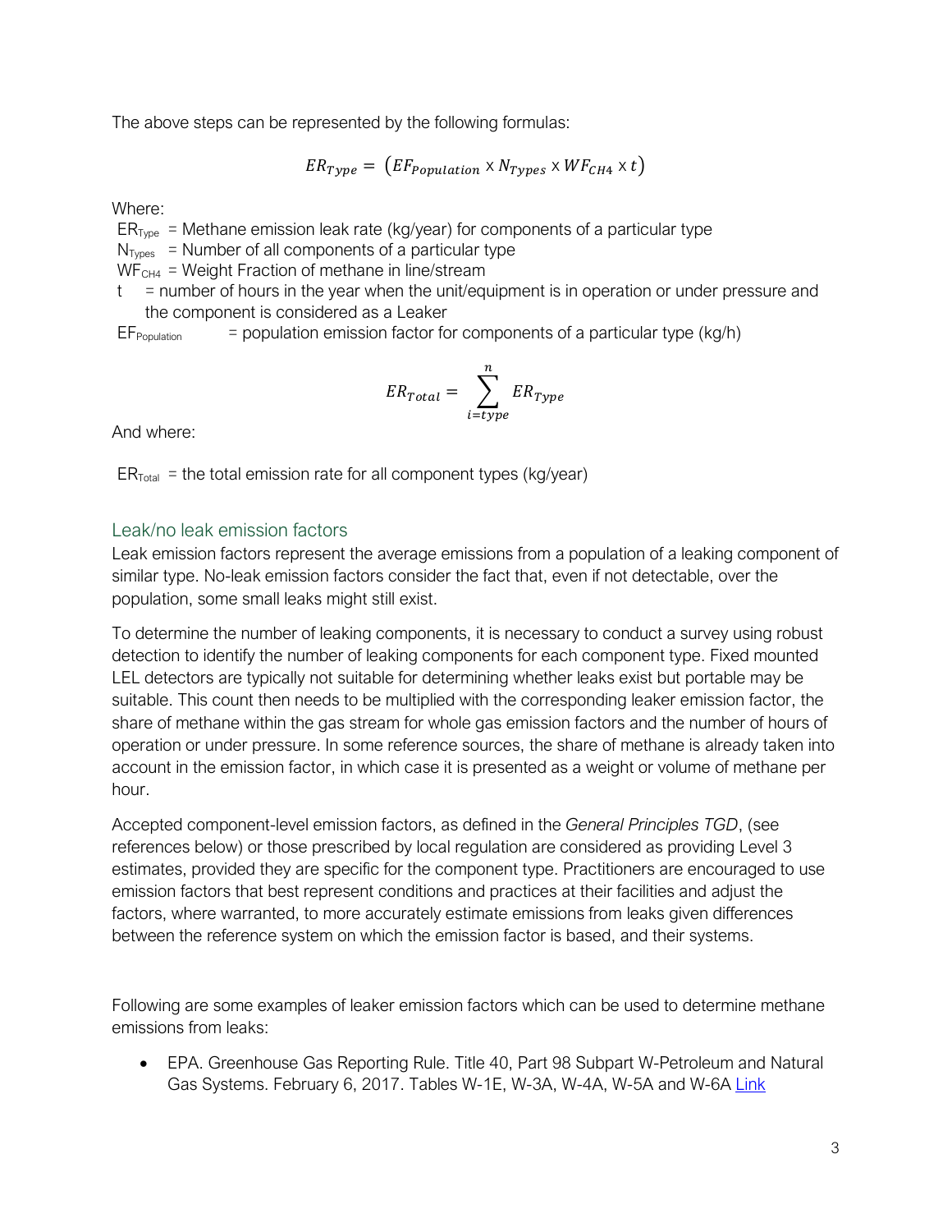The above steps can be represented by the following formulas:

$$ER_{Type} = \left(EF_{Population} \times N_{Types} \times WF_{CH4} \times t\right)$$

Where:

$ER_{Type}$ = Methane emission leak rate (kg/year) for components of a particular type
$N_{Types}$ = Number of all components of a particular type
$WF_{CH4}$ = Weight Fraction of methane in line/stream
$t$ = number of hours in the year when the unit/equipment is in operation or under pressure and the component is considered as a Leaker
$EF_{Population}$ = population emission factor for components of a particular type (kg/h)

$$ER_{Total} = \sum_{i=type}^{n} ER_{Type}$$

And where:

$ER_{Total}$ = the total emission rate for all component types (kg/year)

## Leak/no leak emission factors

Leak emission factors represent the average emissions from a population of a leaking component of similar type. No-leak emission factors consider the fact that, even if not detectable, over the population, some small leaks might still exist.

To determine the number of leaking components, it is necessary to conduct a survey using robust detection to identify the number of leaking components for each component type. Fixed mounted LEL detectors are typically not suitable for determining whether leaks exist but portable may be suitable. This count then needs to be multiplied with the corresponding leaker emission factor, the share of methane within the gas stream for whole gas emission factors and the number of hours of operation or under pressure. In some reference sources, the share of methane is already taken into account in the emission factor, in which case it is presented as a weight or volume of methane per hour.

Accepted component-level emission factors, as defined in the *General Principles TGD*, (see references below) or those prescribed by local regulation are considered as providing Level 3 estimates, provided they are specific for the component type. Practitioners are encouraged to use emission factors that best represent conditions and practices at their facilities and adjust the factors, where warranted, to more accurately estimate emissions from leaks given differences between the reference system on which the emission factor is based, and their systems.

Following are some examples of leaker emission factors which can be used to determine methane emissions from leaks:

- EPA. Greenhouse Gas Reporting Rule. Title 40, Part 98 Subpart W-Petroleum and Natural Gas Systems. February 6, 2017. Tables W-1E, W-3A, W-4A, W-5A and W-6A Link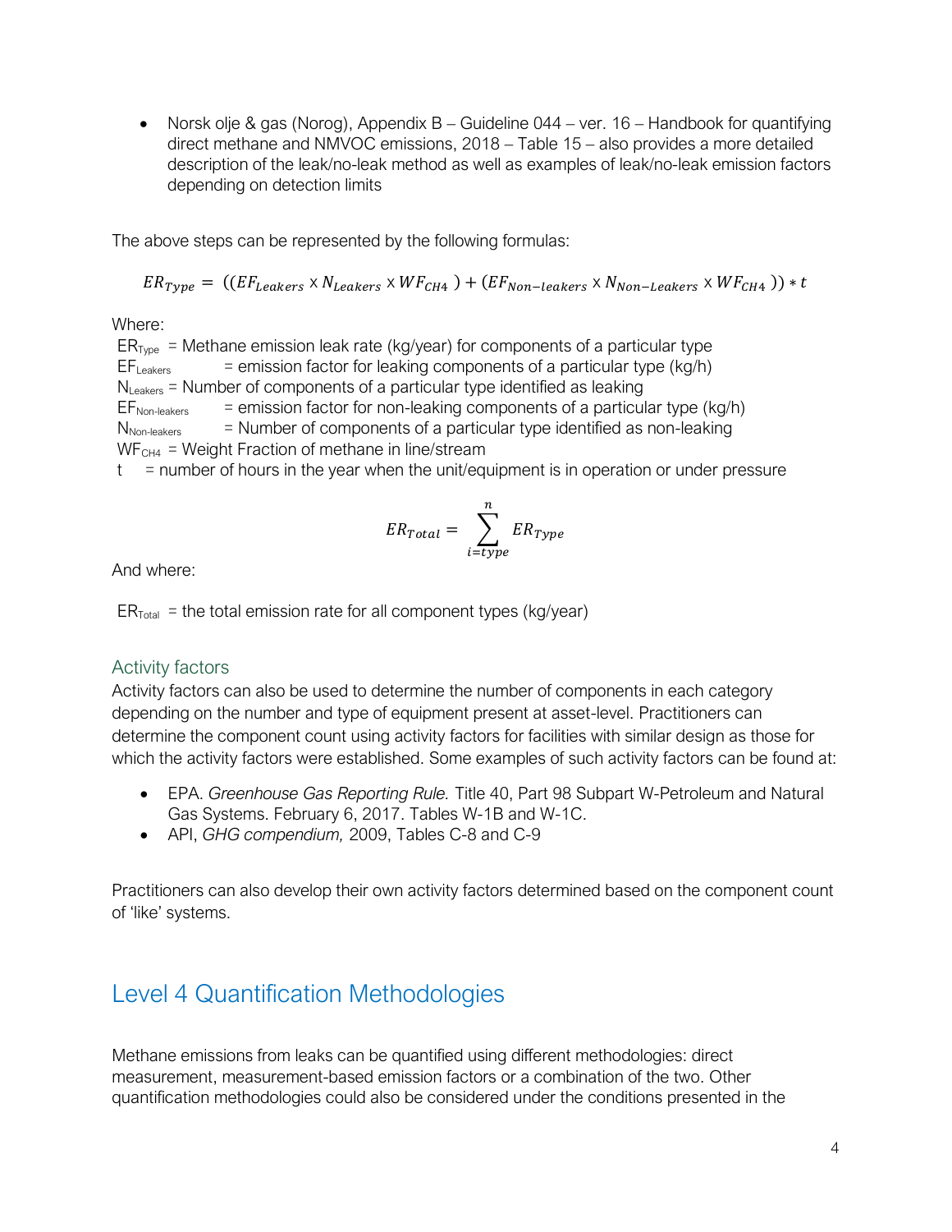- Norsk olje & gas (Norog), Appendix B – Guideline 044 – ver. 16 – Handbook for quantifying direct methane and NMVOC emissions, 2018 – Table 15 – also provides a more detailed description of the leak/no-leak method as well as examples of leak/no-leak emission factors depending on detection limits

The above steps can be represented by the following formulas:

$$ER_{Type} = ((EF_{Leakers} \times N_{Leakers} \times WF_{CH4}) + (EF_{Non-leakers} \times N_{Non-Leakers} \times WF_{CH4})) * t$$

Where:

$ER_{Type}$ = Methane emission leak rate (kg/year) for components of a particular type
$EF_{Leakers}$ = emission factor for leaking components of a particular type (kg/h)
$N_{Leakers}$ = Number of components of a particular type identified as leaking
$EF_{Non-leakers}$ = emission factor for non-leaking components of a particular type (kg/h)
$N_{Non-leakers}$ = Number of components of a particular type identified as non-leaking
$WF_{CH4}$ = Weight Fraction of methane in line/stream
t = number of hours in the year when the unit/equipment is in operation or under pressure

$$ER_{Total} = \sum_{i=type}^{n} ER_{Type}$$

And where:

$ER_{Total}$ = the total emission rate for all component types (kg/year)

### Activity factors

Activity factors can also be used to determine the number of components in each category depending on the number and type of equipment present at asset-level. Practitioners can determine the component count using activity factors for facilities with similar design as those for which the activity factors were established. Some examples of such activity factors can be found at:

- EPA. *Greenhouse Gas Reporting Rule.* Title 40, Part 98 Subpart W-Petroleum and Natural Gas Systems. February 6, 2017. Tables W-1B and W-1C.
- API, *GHG compendium,* 2009, Tables C-8 and C-9

Practitioners can also develop their own activity factors determined based on the component count of 'like' systems.

## Level 4 Quantification Methodologies

Methane emissions from leaks can be quantified using different methodologies: direct measurement, measurement-based emission factors or a combination of the two. Other quantification methodologies could also be considered under the conditions presented in the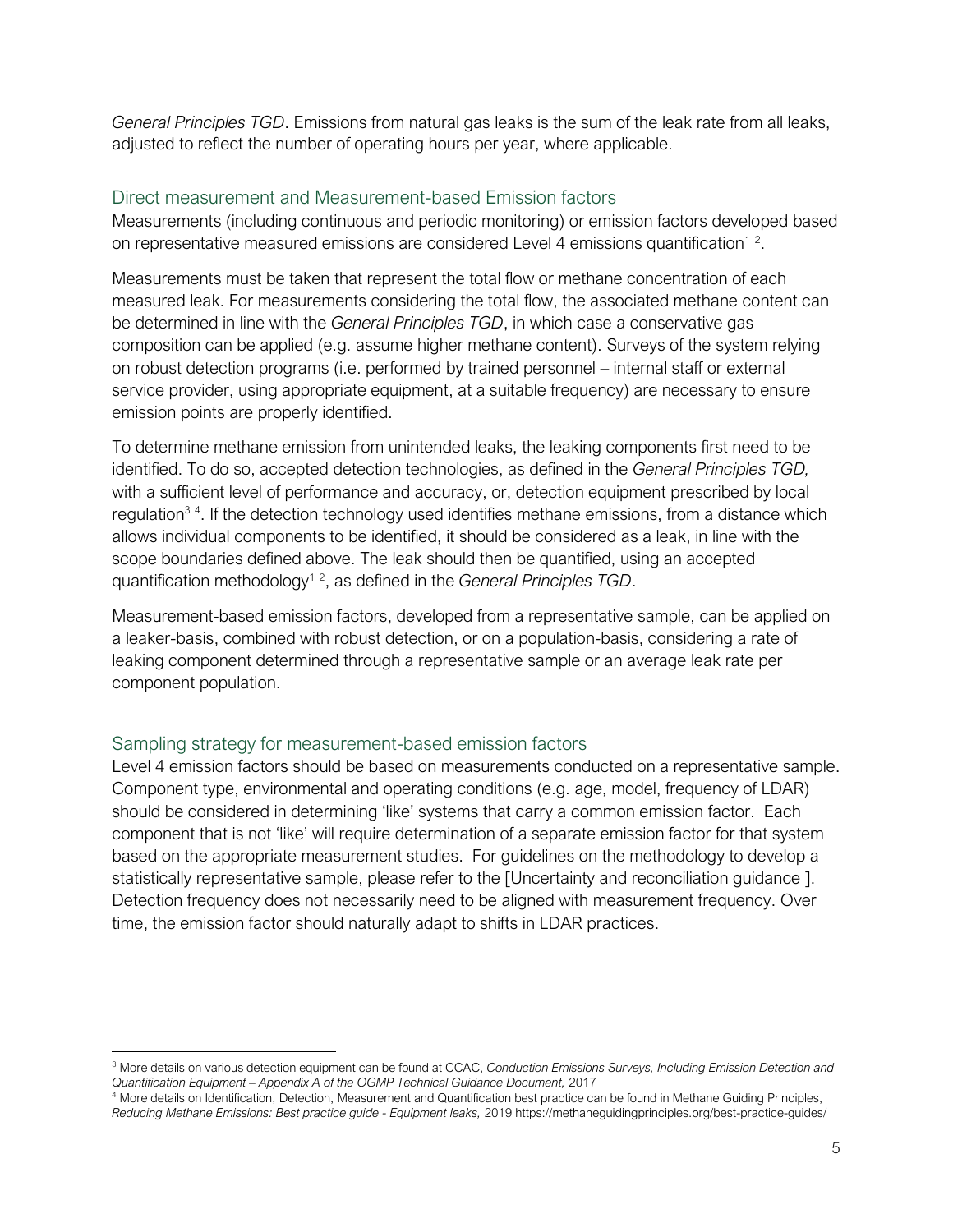*General Principles TGD*. Emissions from natural gas leaks is the sum of the leak rate from all leaks, adjusted to reflect the number of operating hours per year, where applicable.

## Direct measurement and Measurement-based Emission factors

Measurements (including continuous and periodic monitoring) or emission factors developed based on representative measured emissions are considered Level 4 emissions quantification[1 2].

Measurements must be taken that represent the total flow or methane concentration of each measured leak. For measurements considering the total flow, the associated methane content can be determined in line with the *General Principles TGD*, in which case a conservative gas composition can be applied (e.g. assume higher methane content). Surveys of the system relying on robust detection programs (i.e. performed by trained personnel – internal staff or external service provider, using appropriate equipment, at a suitable frequency) are necessary to ensure emission points are properly identified.

To determine methane emission from unintended leaks, the leaking components first need to be identified. To do so, accepted detection technologies, as defined in the *General Principles TGD,* with a sufficient level of performance and accuracy, or, detection equipment prescribed by local regulation[3 4]. If the detection technology used identifies methane emissions, from a distance which allows individual components to be identified, it should be considered as a leak, in line with the scope boundaries defined above. The leak should then be quantified, using an accepted quantification methodology[1 2], as defined in the *General Principles TGD*.

Measurement-based emission factors, developed from a representative sample, can be applied on a leaker-basis, combined with robust detection, or on a population-basis, considering a rate of leaking component determined through a representative sample or an average leak rate per component population.

## Sampling strategy for measurement-based emission factors

Level 4 emission factors should be based on measurements conducted on a representative sample. Component type, environmental and operating conditions (e.g. age, model, frequency of LDAR) should be considered in determining 'like' systems that carry a common emission factor. Each component that is not 'like' will require determination of a separate emission factor for that system based on the appropriate measurement studies. For guidelines on the methodology to develop a statistically representative sample, please refer to the [Uncertainty and reconciliation guidance ]. Detection frequency does not necessarily need to be aligned with measurement frequency. Over time, the emission factor should naturally adapt to shifts in LDAR practices.

---

[3] More details on various detection equipment can be found at CCAC, *Conduction Emissions Surveys, Including Emission Detection and Quantification Equipment – Appendix A of the OGMP Technical Guidance Document,* 2017

[4] More details on Identification, Detection, Measurement and Quantification best practice can be found in Methane Guiding Principles, *Reducing Methane Emissions: Best practice guide - Equipment leaks,* 2019 https://methaneguidingprinciples.org/best-practice-guides/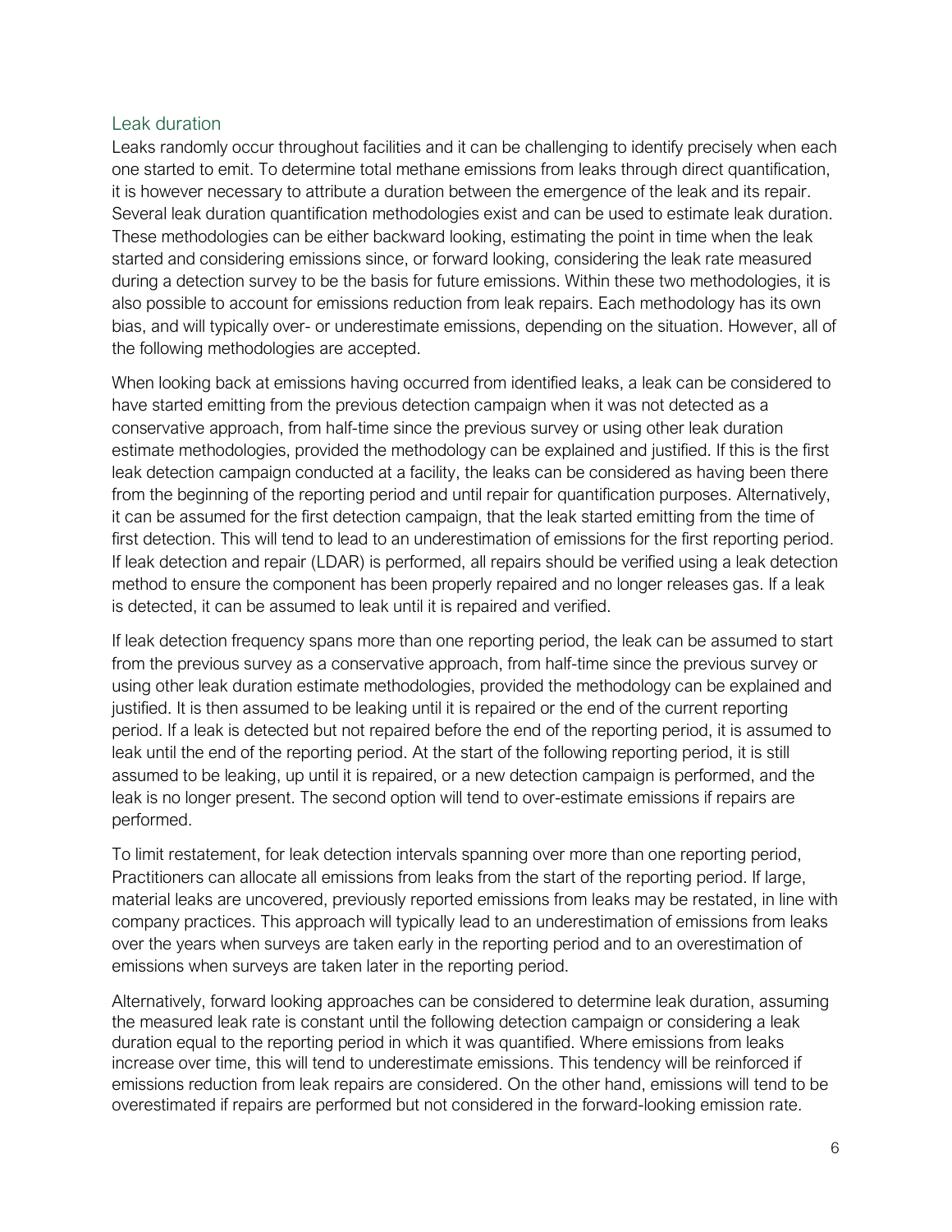## Leak duration

Leaks randomly occur throughout facilities and it can be challenging to identify precisely when each one started to emit. To determine total methane emissions from leaks through direct quantification, it is however necessary to attribute a duration between the emergence of the leak and its repair. Several leak duration quantification methodologies exist and can be used to estimate leak duration. These methodologies can be either backward looking, estimating the point in time when the leak started and considering emissions since, or forward looking, considering the leak rate measured during a detection survey to be the basis for future emissions. Within these two methodologies, it is also possible to account for emissions reduction from leak repairs. Each methodology has its own bias, and will typically over- or underestimate emissions, depending on the situation. However, all of the following methodologies are accepted.

When looking back at emissions having occurred from identified leaks, a leak can be considered to have started emitting from the previous detection campaign when it was not detected as a conservative approach, from half-time since the previous survey or using other leak duration estimate methodologies, provided the methodology can be explained and justified. If this is the first leak detection campaign conducted at a facility, the leaks can be considered as having been there from the beginning of the reporting period and until repair for quantification purposes. Alternatively, it can be assumed for the first detection campaign, that the leak started emitting from the time of first detection. This will tend to lead to an underestimation of emissions for the first reporting period. If leak detection and repair (LDAR) is performed, all repairs should be verified using a leak detection method to ensure the component has been properly repaired and no longer releases gas. If a leak is detected, it can be assumed to leak until it is repaired and verified.

If leak detection frequency spans more than one reporting period, the leak can be assumed to start from the previous survey as a conservative approach, from half-time since the previous survey or using other leak duration estimate methodologies, provided the methodology can be explained and justified. It is then assumed to be leaking until it is repaired or the end of the current reporting period. If a leak is detected but not repaired before the end of the reporting period, it is assumed to leak until the end of the reporting period. At the start of the following reporting period, it is still assumed to be leaking, up until it is repaired, or a new detection campaign is performed, and the leak is no longer present. The second option will tend to over-estimate emissions if repairs are performed.

To limit restatement, for leak detection intervals spanning over more than one reporting period, Practitioners can allocate all emissions from leaks from the start of the reporting period. If large, material leaks are uncovered, previously reported emissions from leaks may be restated, in line with company practices. This approach will typically lead to an underestimation of emissions from leaks over the years when surveys are taken early in the reporting period and to an overestimation of emissions when surveys are taken later in the reporting period.

Alternatively, forward looking approaches can be considered to determine leak duration, assuming the measured leak rate is constant until the following detection campaign or considering a leak duration equal to the reporting period in which it was quantified. Where emissions from leaks increase over time, this will tend to underestimate emissions. This tendency will be reinforced if emissions reduction from leak repairs are considered. On the other hand, emissions will tend to be overestimated if repairs are performed but not considered in the forward-looking emission rate.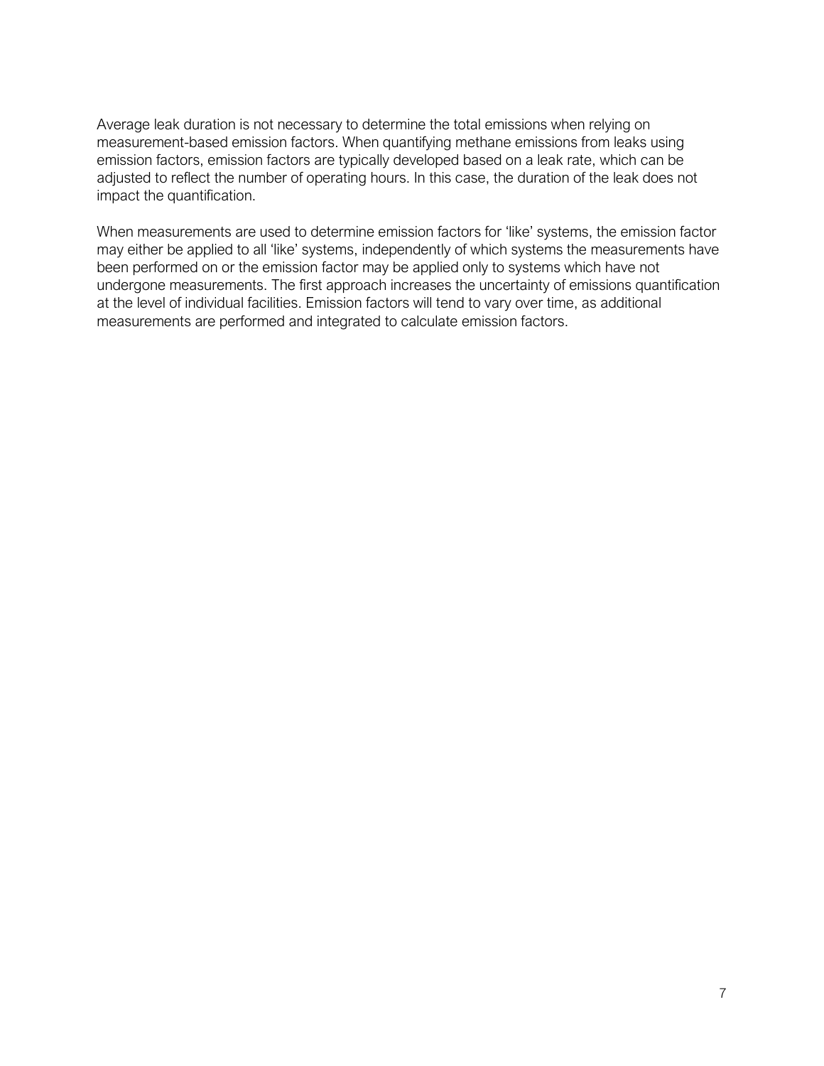Average leak duration is not necessary to determine the total emissions when relying on measurement-based emission factors. When quantifying methane emissions from leaks using emission factors, emission factors are typically developed based on a leak rate, which can be adjusted to reflect the number of operating hours. In this case, the duration of the leak does not impact the quantification.

When measurements are used to determine emission factors for 'like' systems, the emission factor may either be applied to all 'like' systems, independently of which systems the measurements have been performed on or the emission factor may be applied only to systems which have not undergone measurements. The first approach increases the uncertainty of emissions quantification at the level of individual facilities. Emission factors will tend to vary over time, as additional measurements are performed and integrated to calculate emission factors.